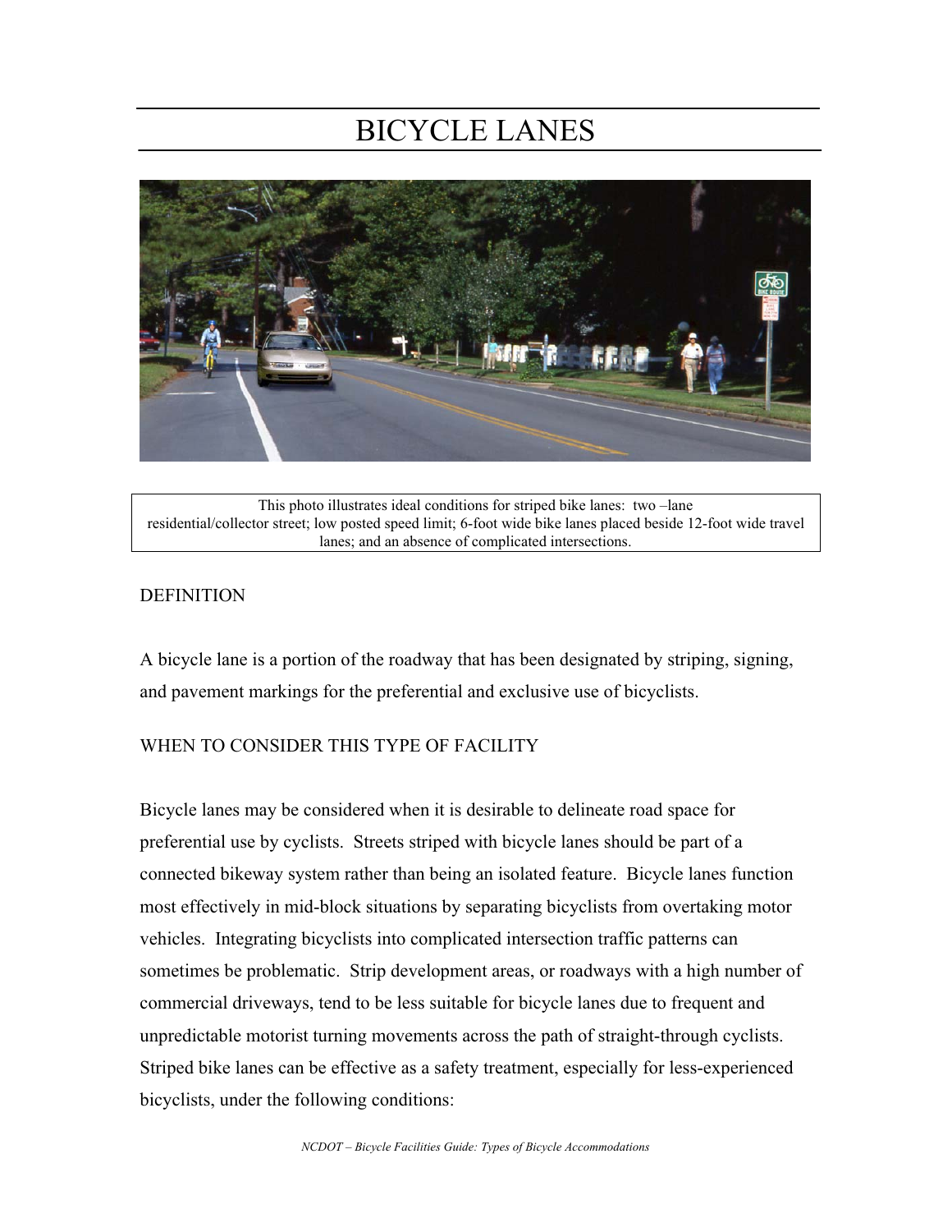# BICYCLE LANES

This photo illustrates ideal conditions for striped bike lanes: two –lane residential/collector street; low posted speed limit; 6-foot wide bike lanes placed beside 12-foot wide travel lanes; and an absence of complicated intersections.

## DEFINITION

A bicycle lane is a portion of the roadway that has been designated by striping, signing, and pavement markings for the preferential and exclusive use of bicyclists.

## WHEN TO CONSIDER THIS TYPE OF FACILITY

Bicycle lanes may be considered when it is desirable to delineate road space for preferential use by cyclists. Streets striped with bicycle lanes should be part of a connected bikeway system rather than being an isolated feature. Bicycle lanes function most effectively in mid-block situations by separating bicyclists from overtaking motor vehicles. Integrating bicyclists into complicated intersection traffic patterns can sometimes be problematic. Strip development areas, or roadways with a high number of commercial driveways, tend to be less suitable for bicycle lanes due to frequent and unpredictable motorist turning movements across the path of straight-through cyclists. Striped bike lanes can be effective as a safety treatment, especially for less-experienced bicyclists, under the following conditions: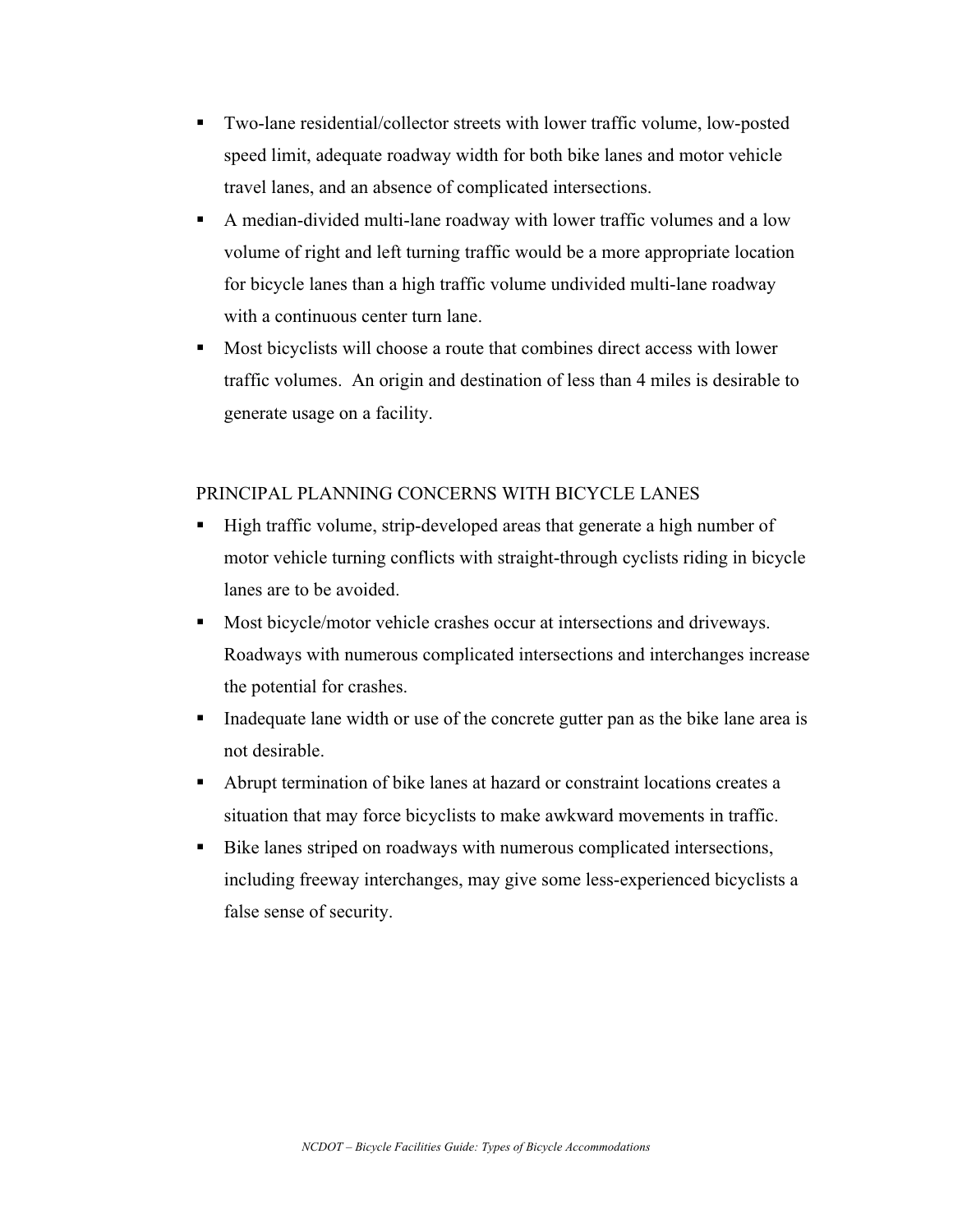- Two-lane residential/collector streets with lower traffic volume, low-posted speed limit, adequate roadway width for both bike lanes and motor vehicle travel lanes, and an absence of complicated intersections.
- A median-divided multi-lane roadway with lower traffic volumes and a low volume of right and left turning traffic would be a more appropriate location for bicycle lanes than a high traffic volume undivided multi-lane roadway with a continuous center turn lane.
- Most bicyclists will choose a route that combines direct access with lower traffic volumes. An origin and destination of less than 4 miles is desirable to generate usage on a facility.

## PRINCIPAL PLANNING CONCERNS WITH BICYCLE LANES

- High traffic volume, strip-developed areas that generate a high number of motor vehicle turning conflicts with straight-through cyclists riding in bicycle lanes are to be avoided.
- Most bicycle/motor vehicle crashes occur at intersections and driveways. Roadways with numerous complicated intersections and interchanges increase the potential for crashes.
- Inadequate lane width or use of the concrete gutter pan as the bike lane area is not desirable.
- Abrupt termination of bike lanes at hazard or constraint locations creates a situation that may force bicyclists to make awkward movements in traffic.
- Bike lanes striped on roadways with numerous complicated intersections, including freeway interchanges, may give some less-experienced bicyclists a false sense of security.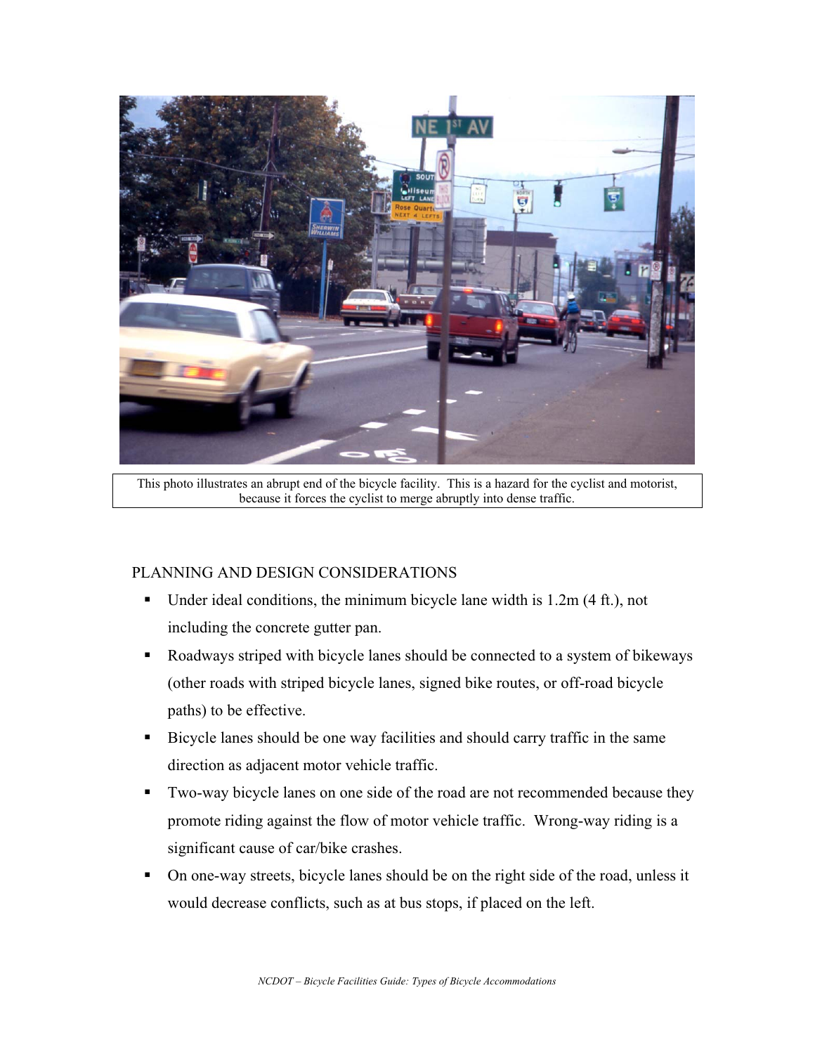This photo illustrates an abrupt end of the bicycle facility. This is a hazard for the cyclist and motorist, because it forces the cyclist to merge abruptly into dense traffic.

PLANNING AND DESIGN CONSIDERATIONS

- Under ideal conditions, the minimum bicycle lane width is 1.2m (4 ft.), not including the concrete gutter pan.
- Roadways striped with bicycle lanes should be connected to a system of bikeways (other roads with striped bicycle lanes, signed bike routes, or off-road bicycle paths) to be effective.
- Bicycle lanes should be one way facilities and should carry traffic in the same direction as adjacent motor vehicle traffic.
- Two-way bicycle lanes on one side of the road are not recommended because they promote riding against the flow of motor vehicle traffic. Wrong-way riding is a significant cause of car/bike crashes.
- On one-way streets, bicycle lanes should be on the right side of the road, unless it would decrease conflicts, such as at bus stops, if placed on the left.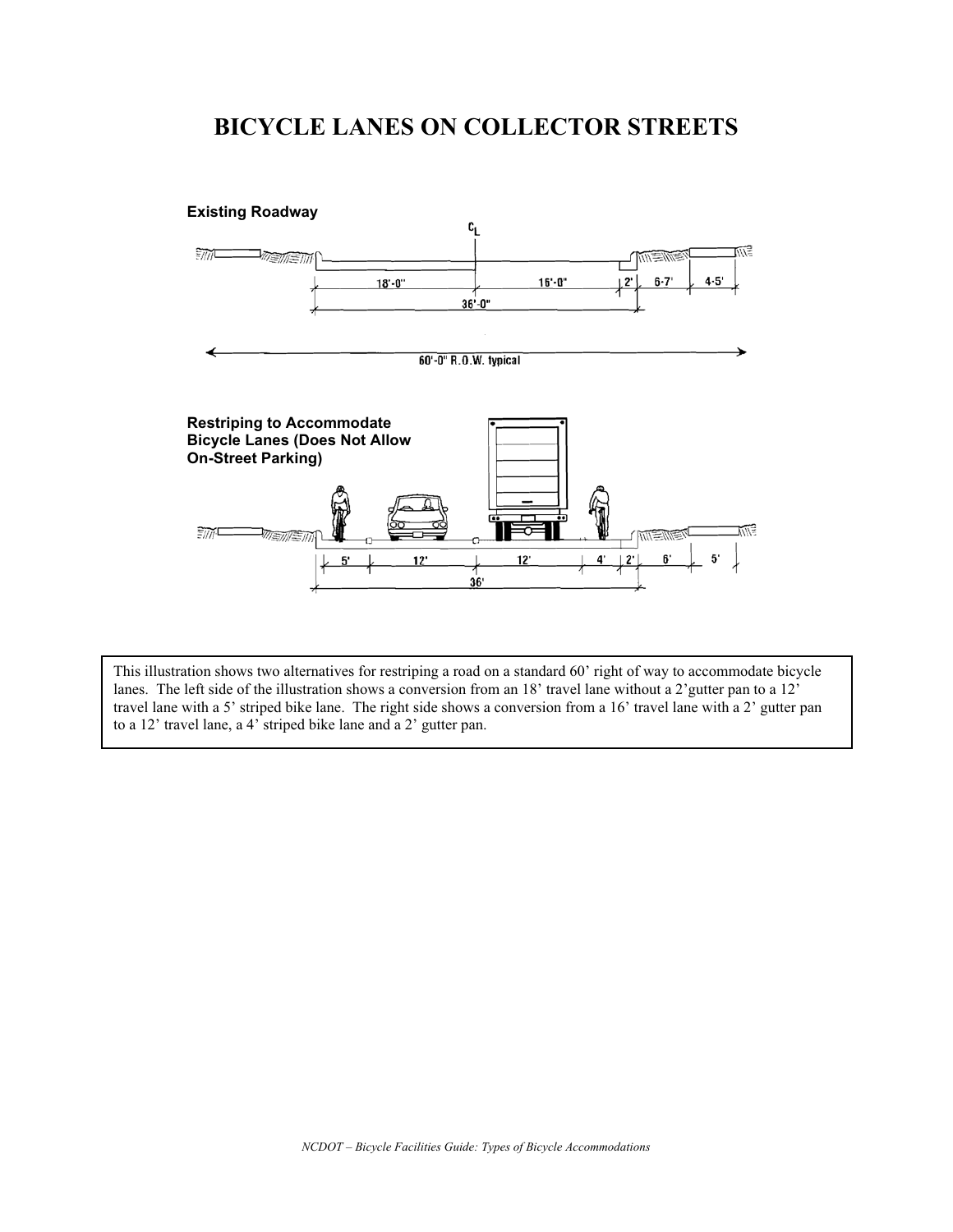# BICYCLE LANES ON COLLECTOR STREETS

**Existing Roadway**

CL

18'-0"
16'-0"
2'
6-7'
4-5'
36'-0"
60'-0" R.O.W. typical

**Restriping to Accommodate Bicycle Lanes (Does Not Allow On-Street Parking)**

5'
12'
12'
4'
2'
6'
5'
36'

This illustration shows two alternatives for restriping a road on a standard 60' right of way to accommodate bicycle lanes. The left side of the illustration shows a conversion from an 18' travel lane without a 2'gutter pan to a 12' travel lane with a 5' striped bike lane. The right side shows a conversion from a 16' travel lane with a 2' gutter pan to a 12' travel lane, a 4' striped bike lane and a 2' gutter pan.